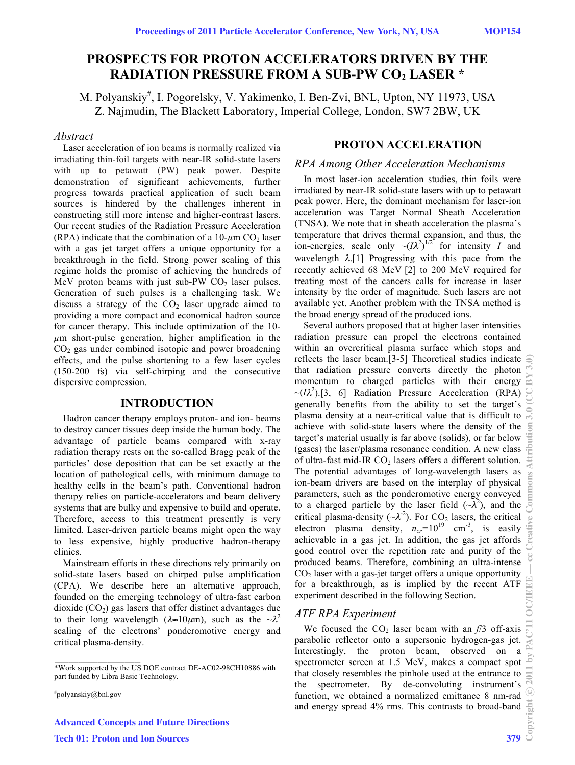# PROSPECTS FOR PROTON ACCELERATORS DRIVEN BY THE RADIATION PRESSURE FROM A SUB-PW $CO_2$ LASER *

M. Polyanskiy#, I. Pogorelsky, V. Yakimenko, I. Ben-Zvi, BNL, Upton, NY 11973, USA
Z. Najmudin, The Blackett Laboratory, Imperial College, London, SW7 2BW, UK

## *Abstract*

Laser acceleration of ion beams is normally realized via irradiating thin-foil targets with near-IR solid-state lasers with up to petawatt (PW) peak power. Despite demonstration of significant achievements, further progress towards practical application of such beam sources is hindered by the challenges inherent in constructing still more intense and higher-contrast lasers. Our recent studies of the Radiation Pressure Acceleration (RPA) indicate that the combination of a 10-$\mu$m $CO_2$ laser with a gas jet target offers a unique opportunity for a breakthrough in the field. Strong power scaling of this regime holds the promise of achieving the hundreds of MeV proton beams with just sub-PW $CO_2$ laser pulses. Generation of such pulses is a challenging task. We discuss a strategy of the $CO_2$ laser upgrade aimed to providing a more compact and economical hadron source for cancer therapy. This include optimization of the 10-$\mu$m short-pulse generation, higher amplification in the $CO_2$ gas under combined isotopic and power broadening effects, and the pulse shortening to a few laser cycles (150-200 fs) via self-chirping and the consecutive dispersive compression.

## INTRODUCTION

Hadron cancer therapy employs proton- and ion- beams to destroy cancer tissues deep inside the human body. The advantage of particle beams compared with x-ray radiation therapy rests on the so-called Bragg peak of the particles' dose deposition that can be set exactly at the location of pathological cells, with minimum damage to healthy cells in the beam's path. Conventional hadron therapy relies on particle-accelerators and beam delivery systems that are bulky and expensive to build and operate. Therefore, access to this treatment presently is very limited. Laser-driven particle beams might open the way to less expensive, highly productive hadron-therapy clinics.

Mainstream efforts in these directions rely primarily on solid-state lasers based on chirped pulse amplification (CPA). We describe here an alternative approach, founded on the emerging technology of ultra-fast carbon dioxide ($CO_2$) gas lasers that offer distinct advantages due to their long wavelength ($\lambda \approx 10 \mu$m), such as the $\sim\lambda^2$ scaling of the electrons' ponderomotive energy and critical plasma-density.

## PROTON ACCELERATION

### *RPA Among Other Acceleration Mechanisms*

In most laser-ion acceleration studies, thin foils were irradiated by near-IR solid-state lasers with up to petawatt peak power. Here, the dominant mechanism for laser-ion acceleration was Target Normal Sheath Acceleration (TNSA). We note that in sheath acceleration the plasma's temperature that drives thermal expansion, and thus, the ion-energies, scale only $\sim(I\lambda^2)^{1/2}$ for intensity $I$ and wavelength $\lambda$.[1] Progressing with this pace from the recently achieved 68 MeV [2] to 200 MeV required for treating most of the cancers calls for increase in laser intensity by the order of magnitude. Such lasers are not available yet. Another problem with the TNSA method is the broad energy spread of the produced ions.

Several authors proposed that at higher laser intensities radiation pressure can propel the electrons contained within an overcritical plasma surface which stops and reflects the laser beam.[3-5] Theoretical studies indicate that radiation pressure converts directly the photon momentum to charged particles with their energy $\sim(I\lambda^2)$.[3, 6] Radiation Pressure Acceleration (RPA) generally benefits from the ability to set the target's plasma density at a near-critical value that is difficult to achieve with solid-state lasers where the density of the target's material usually is far above (solids), or far below (gases) the laser/plasma resonance condition. A new class of ultra-fast mid-IR $CO_2$ lasers offers a different solution. The potential advantages of long-wavelength lasers as ion-beam drivers are based on the interplay of physical parameters, such as the ponderomotive energy conveyed to a charged particle by the laser field ($\sim\lambda^2$), and the critical plasma-density ($\sim\lambda^{-2}$). For $CO_2$ lasers, the critical electron plasma density, $n_{cr}=10^{19}$ cm$^{-3}$, is easily achievable in a gas jet. In addition, the gas jet affords good control over the repetition rate and purity of the produced beams. Therefore, combining an ultra-intense $CO_2$ laser with a gas-jet target offers a unique opportunity for a breakthrough, as is implied by the recent ATF experiment described in the following Section.

### *ATF RPA Experiment*

We focused the $CO_2$ laser beam with an *f*/3 off-axis parabolic reflector onto a supersonic hydrogen-gas jet. Interestingly, the proton beam, observed on a spectrometer screen at 1.5 MeV, makes a compact spot that closely resembles the pinhole used at the entrance to the spectrometer. By de-convoluting instrument's function, we obtained a normalized emittance 8 nm-rad and energy spread 4% rms. This contrasts to broad-band

*Work supported by the US DOE contract DE-AC02-98CH10886 with part funded by Libra Basic Technology.

#polyanskiy@bnl.gov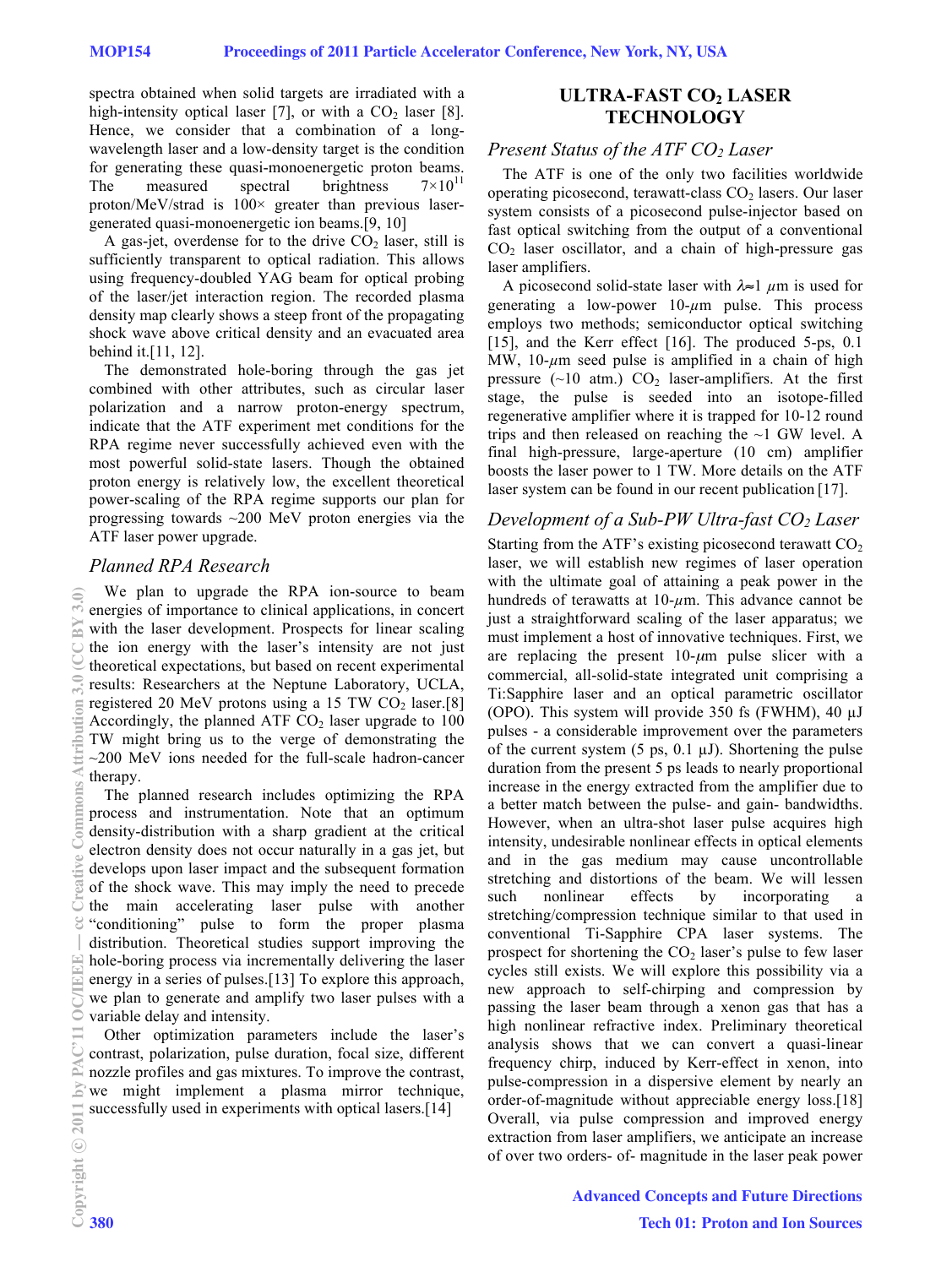spectra obtained when solid targets are irradiated with a high-intensity optical laser [7], or with a $CO_2$ laser [8]. Hence, we consider that a combination of a long-wavelength laser and a low-density target is the condition for generating these quasi-monoenergetic proton beams. The measured spectral brightness $7\times10^{11}$ proton/MeV/strad is 100× greater than previous laser-generated quasi-monoenergetic ion beams.[9, 10]

A gas-jet, overdense for to the drive $CO_2$ laser, still is sufficiently transparent to optical radiation. This allows using frequency-doubled YAG beam for optical probing of the laser/jet interaction region. The recorded plasma density map clearly shows a steep front of the propagating shock wave above critical density and an evacuated area behind it.[11, 12].

The demonstrated hole-boring through the gas jet combined with other attributes, such as circular laser polarization and a narrow proton-energy spectrum, indicate that the ATF experiment met conditions for the RPA regime never successfully achieved even with the most powerful solid-state lasers. Though the obtained proton energy is relatively low, the excellent theoretical power-scaling of the RPA regime supports our plan for progressing towards ~200 MeV proton energies via the ATF laser power upgrade.

### *Planned RPA Research*

We plan to upgrade the RPA ion-source to beam energies of importance to clinical applications, in concert with the laser development. Prospects for linear scaling the ion energy with the laser's intensity are not just theoretical expectations, but based on recent experimental results: Researchers at the Neptune Laboratory, UCLA, registered 20 MeV protons using a 15 TW $CO_2$ laser.[8] Accordingly, the planned ATF $CO_2$ laser upgrade to 100 TW might bring us to the verge of demonstrating the ~200 MeV ions needed for the full-scale hadron-cancer therapy.

The planned research includes optimizing the RPA process and instrumentation. Note that an optimum density-distribution with a sharp gradient at the critical electron density does not occur naturally in a gas jet, but develops upon laser impact and the subsequent formation of the shock wave. This may imply the need to precede the main accelerating laser pulse with another "conditioning" pulse to form the proper plasma distribution. Theoretical studies support improving the hole-boring process via incrementally delivering the laser energy in a series of pulses.[13] To explore this approach, we plan to generate and amplify two laser pulses with a variable delay and intensity.

Other optimization parameters include the laser's contrast, polarization, pulse duration, focal size, different nozzle profiles and gas mixtures. To improve the contrast, we might implement a plasma mirror technique, successfully used in experiments with optical lasers.[14]

## ULTRA-FAST $CO_2$ LASER TECHNOLOGY

### *Present Status of the ATF $CO_2$ Laser*

The ATF is one of the only two facilities worldwide operating picosecond, terawatt-class $CO_2$ lasers. Our laser system consists of a picosecond pulse-injector based on fast optical switching from the output of a conventional $CO_2$ laser oscillator, and a chain of high-pressure gas laser amplifiers.

A picosecond solid-state laser with $\lambda\approx1$ $\mu$m is used for generating a low-power 10-$\mu$m pulse. This process employs two methods; semiconductor optical switching [15], and the Kerr effect [16]. The produced 5-ps, 0.1 MW, 10-$\mu$m seed pulse is amplified in a chain of high pressure (~10 atm.) $CO_2$ laser-amplifiers. At the first stage, the pulse is seeded into an isotope-filled regenerative amplifier where it is trapped for 10-12 round trips and then released on reaching the ~1 GW level. A final high-pressure, large-aperture (10 cm) amplifier boosts the laser power to 1 TW. More details on the ATF laser system can be found in our recent publication [17].

### *Development of a Sub-PW Ultra-fast $CO_2$ Laser*

Starting from the ATF's existing picosecond terawatt $CO_2$ laser, we will establish new regimes of laser operation with the ultimate goal of attaining a peak power in the hundreds of terawatts at 10-$\mu$m. This advance cannot be just a straightforward scaling of the laser apparatus; we must implement a host of innovative techniques. First, we are replacing the present 10-$\mu$m pulse slicer with a commercial, all-solid-state integrated unit comprising a Ti:Sapphire laser and an optical parametric oscillator (OPO). This system will provide 350 fs (FWHM), 40 µJ pulses - a considerable improvement over the parameters of the current system (5 ps, 0.1 µJ). Shortening the pulse duration from the present 5 ps leads to nearly proportional increase in the energy extracted from the amplifier due to a better match between the pulse- and gain- bandwidths. However, when an ultra-shot laser pulse acquires high intensity, undesirable nonlinear effects in optical elements and in the gas medium may cause uncontrollable stretching and distortions of the beam. We will lessen such nonlinear effects by incorporating a stretching/compression technique similar to that used in conventional Ti-Sapphire CPA laser systems. The prospect for shortening the $CO_2$ laser's pulse to few laser cycles still exists. We will explore this possibility via a new approach to self-chirping and compression by passing the laser beam through a xenon gas that has a high nonlinear refractive index. Preliminary theoretical analysis shows that we can convert a quasi-linear frequency chirp, induced by Kerr-effect in xenon, into pulse-compression in a dispersive element by nearly an order-of-magnitude without appreciable energy loss.[18] Overall, via pulse compression and improved energy extraction from laser amplifiers, we anticipate an increase of over two orders- of- magnitude in the laser peak power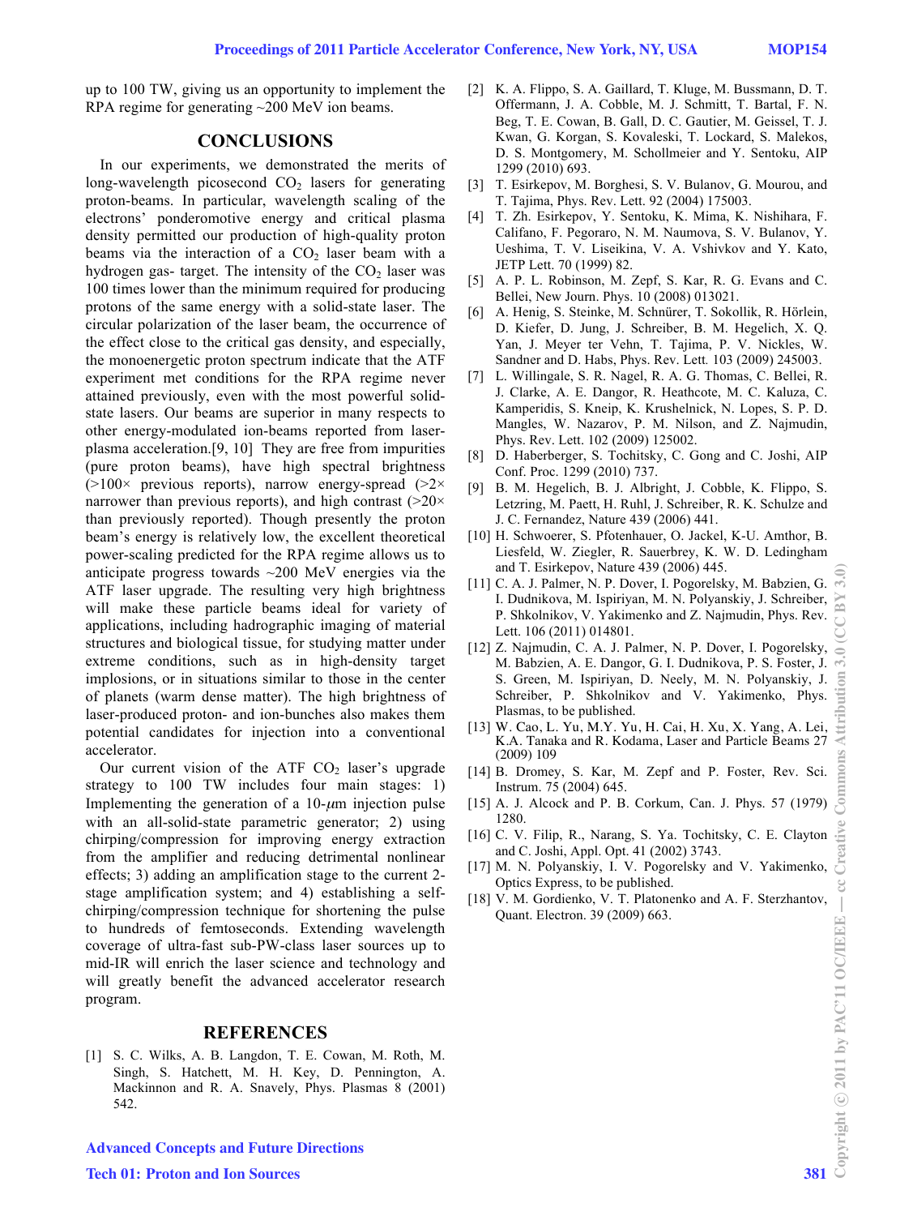up to 100 TW, giving us an opportunity to implement the RPA regime for generating ~200 MeV ion beams.

## CONCLUSIONS

In our experiments, we demonstrated the merits of long-wavelength picosecond $CO_2$ lasers for generating proton-beams. In particular, wavelength scaling of the electrons' ponderomotive energy and critical plasma density permitted our production of high-quality proton beams via the interaction of a $CO_2$ laser beam with a hydrogen gas- target. The intensity of the $CO_2$ laser was 100 times lower than the minimum required for producing protons of the same energy with a solid-state laser. The circular polarization of the laser beam, the occurrence of the effect close to the critical gas density, and especially, the monoenergetic proton spectrum indicate that the ATF experiment met conditions for the RPA regime never attained previously, even with the most powerful solid-state lasers. Our beams are superior in many respects to other energy-modulated ion-beams reported from laser-plasma acceleration.[9, 10] They are free from impurities (pure proton beams), have high spectral brightness (>100× previous reports), narrow energy-spread (>2× narrower than previous reports), and high contrast (>20× than previously reported). Though presently the proton beam's energy is relatively low, the excellent theoretical power-scaling predicted for the RPA regime allows us to anticipate progress towards ~200 MeV energies via the ATF laser upgrade. The resulting very high brightness will make these particle beams ideal for variety of applications, including hadrographic imaging of material structures and biological tissue, for studying matter under extreme conditions, such as in high-density target implosions, or in situations similar to those in the center of planets (warm dense matter). The high brightness of laser-produced proton- and ion-bunches also makes them potential candidates for injection into a conventional accelerator.

Our current vision of the ATF $CO_2$ laser's upgrade strategy to 100 TW includes four main stages: 1) Implementing the generation of a 10-$\mu$m injection pulse with an all-solid-state parametric generator; 2) using chirping/compression for improving energy extraction from the amplifier and reducing detrimental nonlinear effects; 3) adding an amplification stage to the current 2-stage amplification system; and 4) establishing a self-chirping/compression technique for shortening the pulse to hundreds of femtoseconds. Extending wavelength coverage of ultra-fast sub-PW-class laser sources up to mid-IR will enrich the laser science and technology and will greatly benefit the advanced accelerator research program.

## REFERENCES

[1] S. C. Wilks, A. B. Langdon, T. E. Cowan, M. Roth, M. Singh, S. Hatchett, M. H. Key, D. Pennington, A. Mackinnon and R. A. Snavely, Phys. Plasmas 8 (2001) 542.

[2] K. A. Flippo, S. A. Gaillard, T. Kluge, M. Bussmann, D. T. Offermann, J. A. Cobble, M. J. Schmitt, T. Bartal, F. N. Beg, T. E. Cowan, B. Gall, D. C. Gautier, M. Geissel, T. J. Kwan, G. Korgan, S. Kovaleski, T. Lockard, S. Malekos, D. S. Montgomery, M. Schollmeier and Y. Sentoku, AIP 1299 (2010) 693.

[3] T. Esirkepov, M. Borghesi, S. V. Bulanov, G. Mourou, and T. Tajima, Phys. Rev. Lett. 92 (2004) 175003.

[4] T. Zh. Esirkepov, Y. Sentoku, K. Mima, K. Nishihara, F. Califano, F. Pegoraro, N. M. Naumova, S. V. Bulanov, Y. Ueshima, T. V. Liseikina, V. A. Vshivkov and Y. Kato, JETP Lett. 70 (1999) 82.

[5] A. P. L. Robinson, M. Zepf, S. Kar, R. G. Evans and C. Bellei, New Journ. Phys. 10 (2008) 013021.

[6] A. Henig, S. Steinke, M. Schnürer, T. Sokollik, R. Hörlein, D. Kiefer, D. Jung, J. Schreiber, B. M. Hegelich, X. Q. Yan, J. Meyer ter Vehn, T. Tajima, P. V. Nickles, W. Sandner and D. Habs, Phys. Rev. Lett. 103 (2009) 245003.

[7] L. Willingale, S. R. Nagel, R. A. G. Thomas, C. Bellei, R. J. Clarke, A. E. Dangor, R. Heathcote, M. C. Kaluza, C. Kamperidis, S. Kneip, K. Krushelnick, N. Lopes, S. P. D. Mangles, W. Nazarov, P. M. Nilson, and Z. Najmudin, Phys. Rev. Lett. 102 (2009) 125002.

[8] D. Haberberger, S. Tochitsky, C. Gong and C. Joshi, AIP Conf. Proc. 1299 (2010) 737.

[9] B. M. Hegelich, B. J. Albright, J. Cobble, K. Flippo, S. Letzring, M. Paett, H. Ruhl, J. Schreiber, R. K. Schulze and J. C. Fernandez, Nature 439 (2006) 441.

[10] H. Schwoerer, S. Pfotenhauer, O. Jackel, K-U. Amthor, B. Liesfeld, W. Ziegler, R. Sauerbrey, K. W. D. Ledingham and T. Esirkepov, Nature 439 (2006) 445.

[11] C. A. J. Palmer, N. P. Dover, I. Pogorelsky, M. Babzien, G. I. Dudnikova, M. Ispiriyan, M. N. Polyanskiy, J. Schreiber, P. Shkolnikov, V. Yakimenko and Z. Najmudin, Phys. Rev. Lett. 106 (2011) 014801.

[12] Z. Najmudin, C. A. J. Palmer, N. P. Dover, I. Pogorelsky, M. Babzien, A. E. Dangor, G. I. Dudnikova, P. S. Foster, J. S. Green, M. Ispiriyan, D. Neely, M. N. Polyanskiy, J. Schreiber, P. Shkolnikov and V. Yakimenko, Phys. Plasmas, to be published.

[13] W. Cao, L. Yu, M.Y. Yu, H. Cai, H. Xu, X. Yang, A. Lei, K.A. Tanaka and R. Kodama, Laser and Particle Beams 27 (2009) 109

[14] B. Dromey, S. Kar, M. Zepf and P. Foster, Rev. Sci. Instrum. 75 (2004) 645.

[15] A. J. Alcock and P. B. Corkum, Can. J. Phys. 57 (1979) 1280.

[16] C. V. Filip, R., Narang, S. Ya. Tochitsky, C. E. Clayton and C. Joshi, Appl. Opt. 41 (2002) 3743.

[17] M. N. Polyanskiy, I. V. Pogorelsky and V. Yakimenko, Optics Express, to be published.

[18] V. M. Gordienko, V. T. Platonenko and A. F. Sterzhantov, Quant. Electron. 39 (2009) 663.